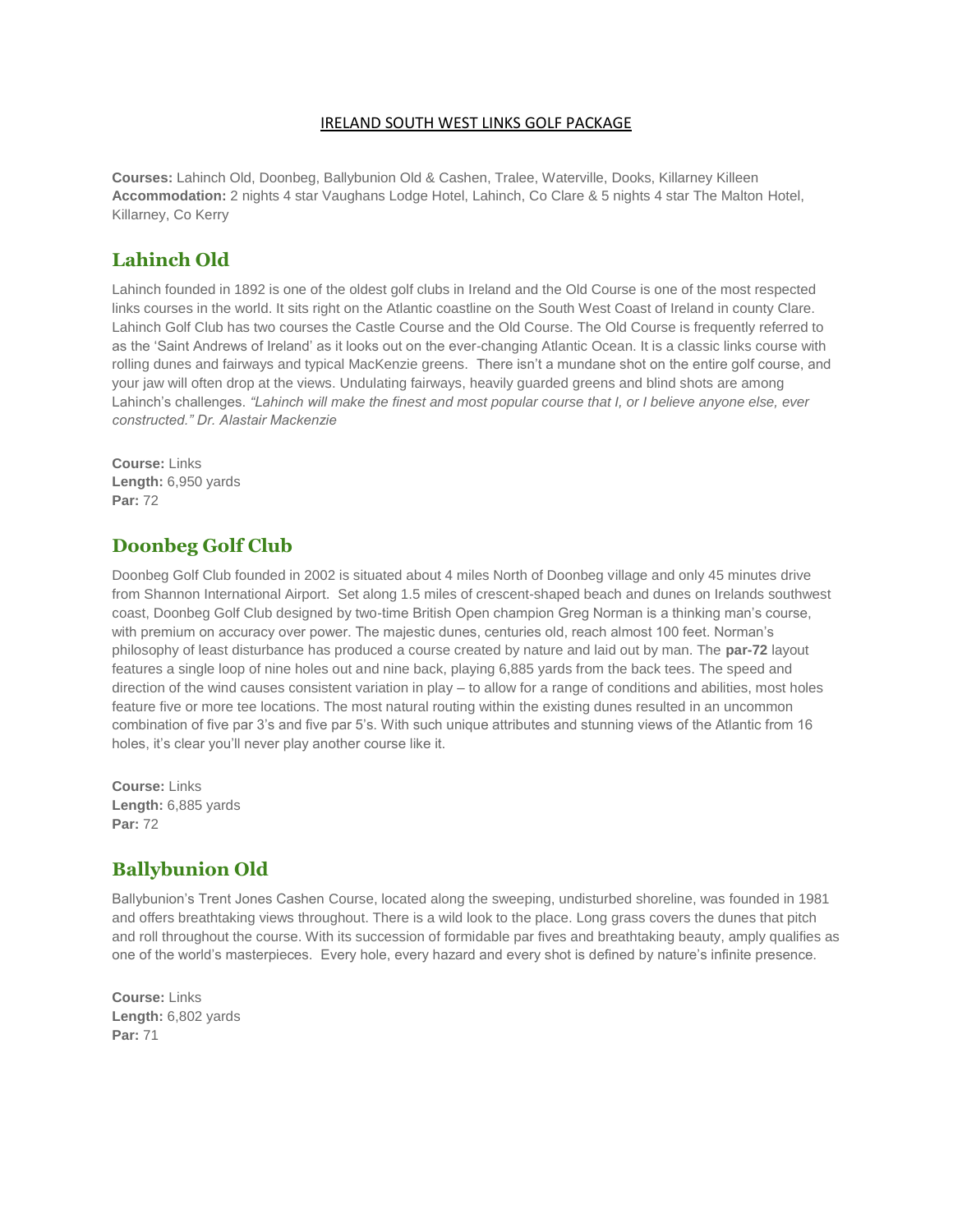# IRELAND SOUTH WEST LINKS GOLF PACKAGE

**Courses:** Lahinch Old, Doonbeg, Ballybunion Old & Cashen, Tralee, Waterville, Dooks, Killarney Killeen
**Accommodation:** 2 nights 4 star Vaughans Lodge Hotel, Lahinch, Co Clare & 5 nights 4 star The Malton Hotel, Killarney, Co Kerry

## Lahinch Old

Lahinch founded in 1892 is one of the oldest golf clubs in Ireland and the Old Course is one of the most respected links courses in the world. It sits right on the Atlantic coastline on the South West Coast of Ireland in county Clare. Lahinch Golf Club has two courses the Castle Course and the Old Course. The Old Course is frequently referred to as the 'Saint Andrews of Ireland' as it looks out on the ever-changing Atlantic Ocean. It is a classic links course with rolling dunes and fairways and typical MacKenzie greens. There isn't a mundane shot on the entire golf course, and your jaw will often drop at the views. Undulating fairways, heavily guarded greens and blind shots are among Lahinch's challenges. *"Lahinch will make the finest and most popular course that I, or I believe anyone else, ever constructed." Dr. Alastair Mackenzie*

**Course:** Links
**Length:** 6,950 yards
**Par:** 72

## Doonbeg Golf Club

Doonbeg Golf Club founded in 2002 is situated about 4 miles North of Doonbeg village and only 45 minutes drive from Shannon International Airport. Set along 1.5 miles of crescent-shaped beach and dunes on Irelands southwest coast, Doonbeg Golf Club designed by two-time British Open champion Greg Norman is a thinking man's course, with premium on accuracy over power. The majestic dunes, centuries old, reach almost 100 feet. Norman's philosophy of least disturbance has produced a course created by nature and laid out by man. The **par-72** layout features a single loop of nine holes out and nine back, playing 6,885 yards from the back tees. The speed and direction of the wind causes consistent variation in play – to allow for a range of conditions and abilities, most holes feature five or more tee locations. The most natural routing within the existing dunes resulted in an uncommon combination of five par 3's and five par 5's. With such unique attributes and stunning views of the Atlantic from 16 holes, it's clear you'll never play another course like it.

**Course:** Links
**Length:** 6,885 yards
**Par:** 72

## Ballybunion Old

Ballybunion's Trent Jones Cashen Course, located along the sweeping, undisturbed shoreline, was founded in 1981 and offers breathtaking views throughout. There is a wild look to the place. Long grass covers the dunes that pitch and roll throughout the course. With its succession of formidable par fives and breathtaking beauty, amply qualifies as one of the world's masterpieces. Every hole, every hazard and every shot is defined by nature's infinite presence.

**Course:** Links
**Length:** 6,802 yards
**Par:** 71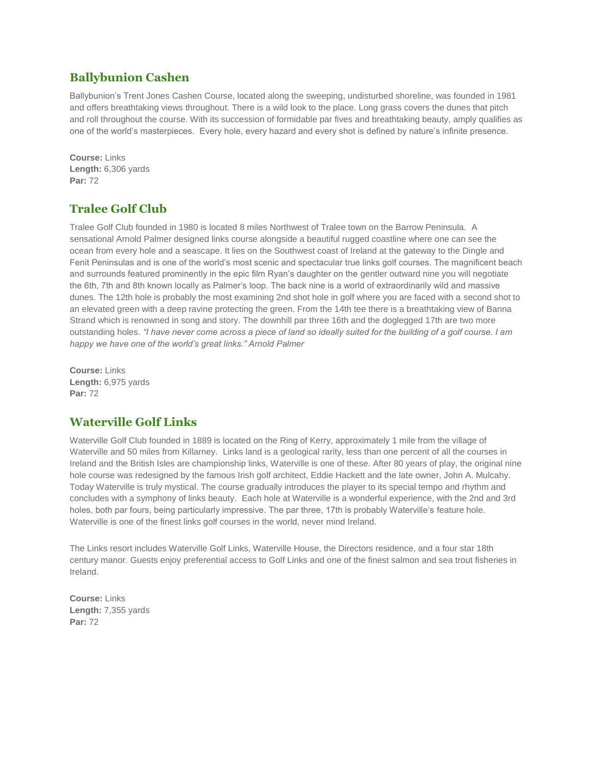## Ballybunion Cashen

Ballybunion's Trent Jones Cashen Course, located along the sweeping, undisturbed shoreline, was founded in 1981 and offers breathtaking views throughout. There is a wild look to the place. Long grass covers the dunes that pitch and roll throughout the course. With its succession of formidable par fives and breathtaking beauty, amply qualifies as one of the world's masterpieces. Every hole, every hazard and every shot is defined by nature's infinite presence.

**Course:** Links
**Length:** 6,306 yards
**Par:** 72

## Tralee Golf Club

Tralee Golf Club founded in 1980 is located 8 miles Northwest of Tralee town on the Barrow Peninsula. A sensational Arnold Palmer designed links course alongside a beautiful rugged coastline where one can see the ocean from every hole and a seascape. It lies on the Southwest coast of Ireland at the gateway to the Dingle and Fenit Peninsulas and is one of the world's most scenic and spectacular true links golf courses. The magnificent beach and surrounds featured prominently in the epic film Ryan's daughter on the gentler outward nine you will negotiate the 6th, 7th and 8th known locally as Palmer's loop. The back nine is a world of extraordinarily wild and massive dunes. The 12th hole is probably the most examining 2nd shot hole in golf where you are faced with a second shot to an elevated green with a deep ravine protecting the green. From the 14th tee there is a breathtaking view of Banna Strand which is renowned in song and story. The downhill par three 16th and the doglegged 17th are two more outstanding holes. *"I have never come across a piece of land so ideally suited for the building of a golf course. I am happy we have one of the world's great links." Arnold Palmer*

**Course:** Links
**Length:** 6,975 yards
**Par:** 72

## Waterville Golf Links

Waterville Golf Club founded in 1889 is located on the Ring of Kerry, approximately 1 mile from the village of Waterville and 50 miles from Killarney. Links land is a geological rarity, less than one percent of all the courses in Ireland and the British Isles are championship links, Waterville is one of these. After 80 years of play, the original nine hole course was redesigned by the famous Irish golf architect, Eddie Hackett and the late owner, John A. Mulcahy. Today Waterville is truly mystical. The course gradually introduces the player to its special tempo and rhythm and concludes with a symphony of links beauty. Each hole at Waterville is a wonderful experience, with the 2nd and 3rd holes, both par fours, being particularly impressive. The par three, 17th is probably Waterville's feature hole. Waterville is one of the finest links golf courses in the world, never mind Ireland.

The Links resort includes Waterville Golf Links, Waterville House, the Directors residence, and a four star 18th century manor. Guests enjoy preferential access to Golf Links and one of the finest salmon and sea trout fisheries in Ireland.

**Course:** Links
**Length:** 7,355 yards
**Par:** 72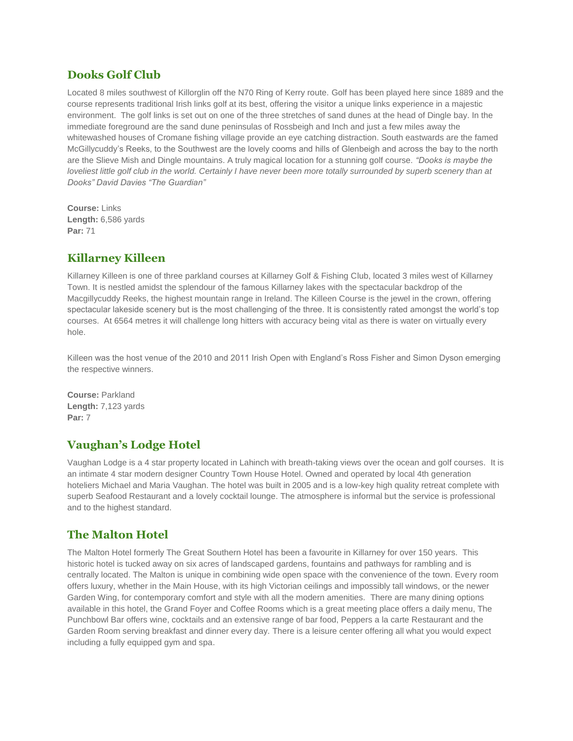## Dooks Golf Club

Located 8 miles southwest of Killorglin off the N70 Ring of Kerry route. Golf has been played here since 1889 and the course represents traditional Irish links golf at its best, offering the visitor a unique links experience in a majestic environment. The golf links is set out on one of the three stretches of sand dunes at the head of Dingle bay. In the immediate foreground are the sand dune peninsulas of Rossbeigh and Inch and just a few miles away the whitewashed houses of Cromane fishing village provide an eye catching distraction. South eastwards are the famed McGillycuddy's Reeks, to the Southwest are the lovely cooms and hills of Glenbeigh and across the bay to the north are the Slieve Mish and Dingle mountains. A truly magical location for a stunning golf course. *"Dooks is maybe the loveliest little golf club in the world. Certainly I have never been more totally surrounded by superb scenery than at Dooks" David Davies "The Guardian"*

**Course:** Links
**Length:** 6,586 yards
**Par:** 71

## Killarney Killeen

Killarney Killeen is one of three parkland courses at Killarney Golf & Fishing Club, located 3 miles west of Killarney Town. It is nestled amidst the splendour of the famous Killarney lakes with the spectacular backdrop of the Macgillycuddy Reeks, the highest mountain range in Ireland. The Killeen Course is the jewel in the crown, offering spectacular lakeside scenery but is the most challenging of the three. It is consistently rated amongst the world's top courses. At 6564 metres it will challenge long hitters with accuracy being vital as there is water on virtually every hole.

Killeen was the host venue of the 2010 and 2011 Irish Open with England's Ross Fisher and Simon Dyson emerging the respective winners.

**Course:** Parkland
**Length:** 7,123 yards
**Par:** 7

## Vaughan's Lodge Hotel

Vaughan Lodge is a 4 star property located in Lahinch with breath-taking views over the ocean and golf courses. It is an intimate 4 star modern designer Country Town House Hotel. Owned and operated by local 4th generation hoteliers Michael and Maria Vaughan. The hotel was built in 2005 and is a low-key high quality retreat complete with superb Seafood Restaurant and a lovely cocktail lounge. The atmosphere is informal but the service is professional and to the highest standard.

## The Malton Hotel

The Malton Hotel formerly The Great Southern Hotel has been a favourite in Killarney for over 150 years. This historic hotel is tucked away on six acres of landscaped gardens, fountains and pathways for rambling and is centrally located. The Malton is unique in combining wide open space with the convenience of the town. Every room offers luxury, whether in the Main House, with its high Victorian ceilings and impossibly tall windows, or the newer Garden Wing, for contemporary comfort and style with all the modern amenities. There are many dining options available in this hotel, the Grand Foyer and Coffee Rooms which is a great meeting place offers a daily menu, The Punchbowl Bar offers wine, cocktails and an extensive range of bar food, Peppers a la carte Restaurant and the Garden Room serving breakfast and dinner every day. There is a leisure center offering all what you would expect including a fully equipped gym and spa.